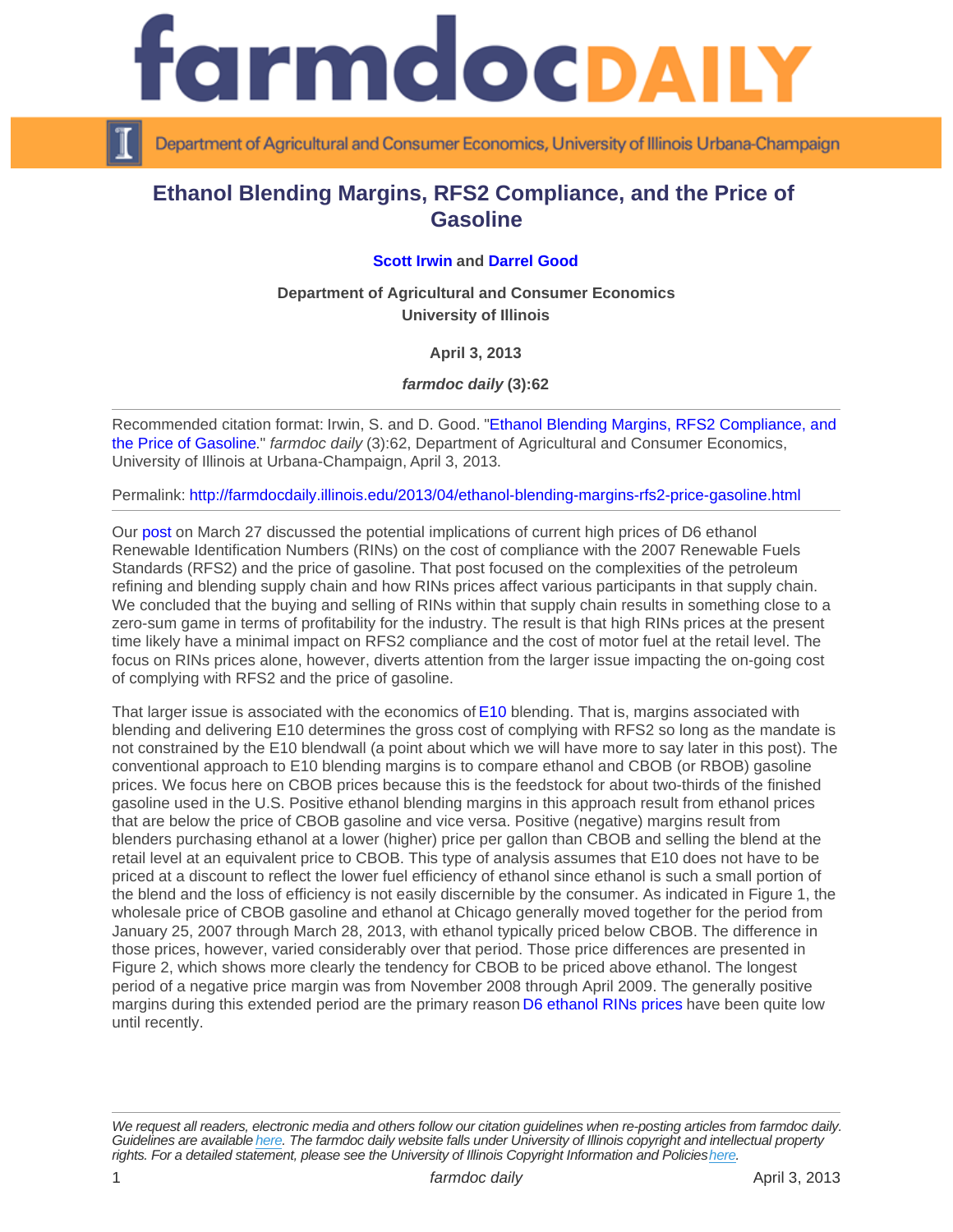# Ethanol Blending Margins, RFS2 Compliance, and the Price of Gasoline

**Scott Irwin** and **Darrel Good**

**Department of Agricultural and Consumer Economics**
**University of Illinois**

**April 3, 2013**

***farmdoc daily* (3):62**

---

Recommended citation format: Irwin, S. and D. Good. "Ethanol Blending Margins, RFS2 Compliance, and the Price of Gasoline." *farmdoc daily* (3):62, Department of Agricultural and Consumer Economics, University of Illinois at Urbana-Champaign, April 3, 2013.

Permalink: http://farmdocdaily.illinois.edu/2013/04/ethanol-blending-margins-rfs2-price-gasoline.html

---

Our post on March 27 discussed the potential implications of current high prices of D6 ethanol Renewable Identification Numbers (RINs) on the cost of compliance with the 2007 Renewable Fuels Standards (RFS2) and the price of gasoline. That post focused on the complexities of the petroleum refining and blending supply chain and how RINs prices affect various participants in that supply chain. We concluded that the buying and selling of RINs within that supply chain results in something close to a zero-sum game in terms of profitability for the industry. The result is that high RINs prices at the present time likely have a minimal impact on RFS2 compliance and the cost of motor fuel at the retail level. The focus on RINs prices alone, however, diverts attention from the larger issue impacting the on-going cost of complying with RFS2 and the price of gasoline.

That larger issue is associated with the economics of E10 blending. That is, margins associated with blending and delivering E10 determines the gross cost of complying with RFS2 so long as the mandate is not constrained by the E10 blendwall (a point about which we will have more to say later in this post). The conventional approach to E10 blending margins is to compare ethanol and CBOB (or RBOB) gasoline prices. We focus here on CBOB prices because this is the feedstock for about two-thirds of the finished gasoline used in the U.S. Positive ethanol blending margins in this approach result from ethanol prices that are below the price of CBOB gasoline and vice versa. Positive (negative) margins result from blenders purchasing ethanol at a lower (higher) price per gallon than CBOB and selling the blend at the retail level at an equivalent price to CBOB. This type of analysis assumes that E10 does not have to be priced at a discount to reflect the lower fuel efficiency of ethanol since ethanol is such a small portion of the blend and the loss of efficiency is not easily discernible by the consumer. As indicated in Figure 1, the wholesale price of CBOB gasoline and ethanol at Chicago generally moved together for the period from January 25, 2007 through March 28, 2013, with ethanol typically priced below CBOB. The difference in those prices, however, varied considerably over that period. Those price differences are presented in Figure 2, which shows more clearly the tendency for CBOB to be priced above ethanol. The longest period of a negative price margin was from November 2008 through April 2009. The generally positive margins during this extended period are the primary reason D6 ethanol RINs prices have been quite low until recently.

---

*We request all readers, electronic media and others follow our citation guidelines when re-posting articles from farmdoc daily. Guidelines are available here. The farmdoc daily website falls under University of Illinois copyright and intellectual property rights. For a detailed statement, please see the University of Illinois Copyright Information and Policies here.*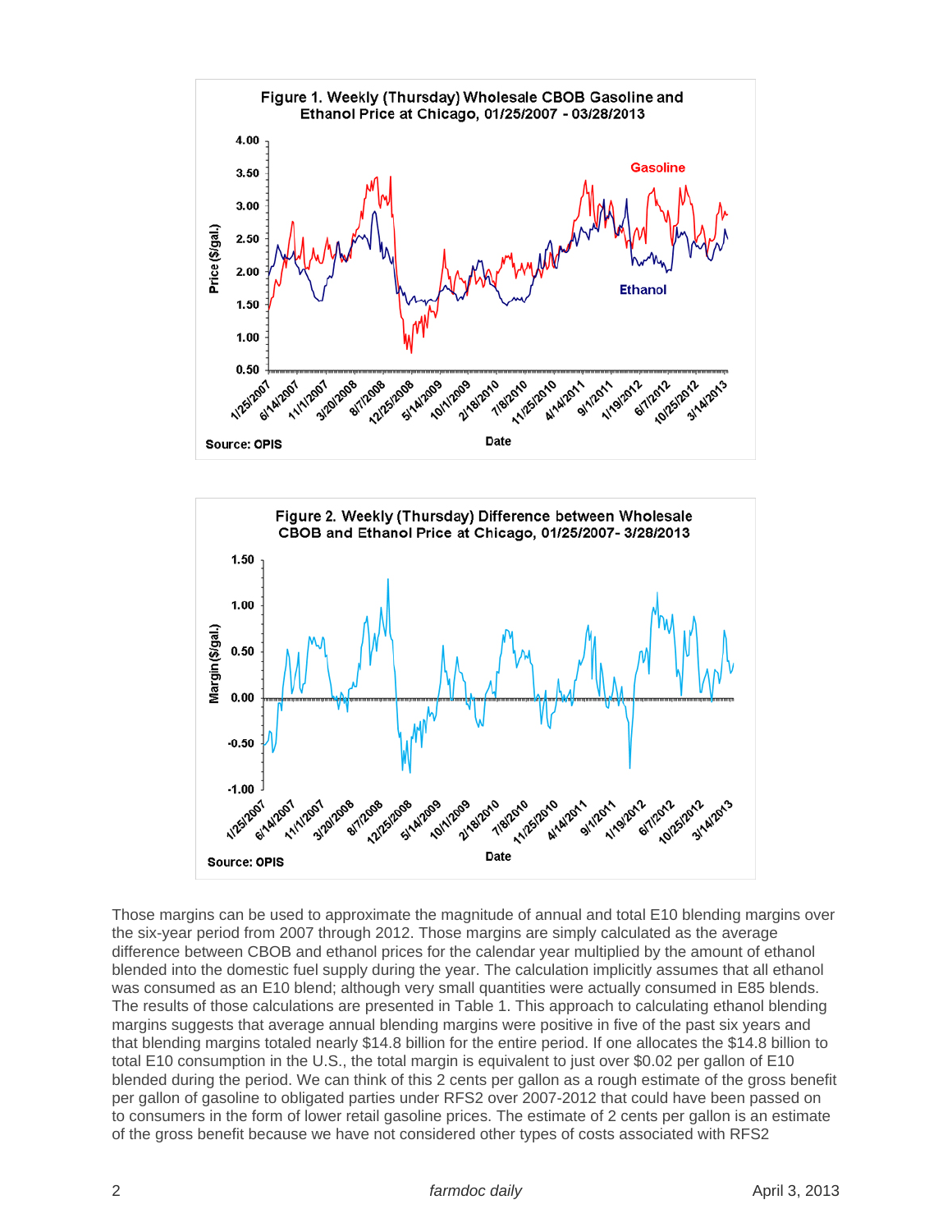Figure 1. Weekly (Thursday) Wholesale CBOB Gasoline and Ethanol Price at Chicago, 01/25/2007 - 03/28/2013

Source: OPIS

Figure 2. Weekly (Thursday) Difference between Wholesale CBOB and Ethanol Price at Chicago, 01/25/2007- 3/28/2013

Source: OPIS

Those margins can be used to approximate the magnitude of annual and total E10 blending margins over the six-year period from 2007 through 2012. Those margins are simply calculated as the average difference between CBOB and ethanol prices for the calendar year multiplied by the amount of ethanol blended into the domestic fuel supply during the year. The calculation implicitly assumes that all ethanol was consumed as an E10 blend; although very small quantities were actually consumed in E85 blends. The results of those calculations are presented in Table 1. This approach to calculating ethanol blending margins suggests that average annual blending margins were positive in five of the past six years and that blending margins totaled nearly $14.8 billion for the entire period. If one allocates the $14.8 billion to total E10 consumption in the U.S., the total margin is equivalent to just over $0.02 per gallon of E10 blended during the period. We can think of this 2 cents per gallon as a rough estimate of the gross benefit per gallon of gasoline to obligated parties under RFS2 over 2007-2012 that could have been passed on to consumers in the form of lower retail gasoline prices. The estimate of 2 cents per gallon is an estimate of the gross benefit because we have not considered other types of costs associated with RFS2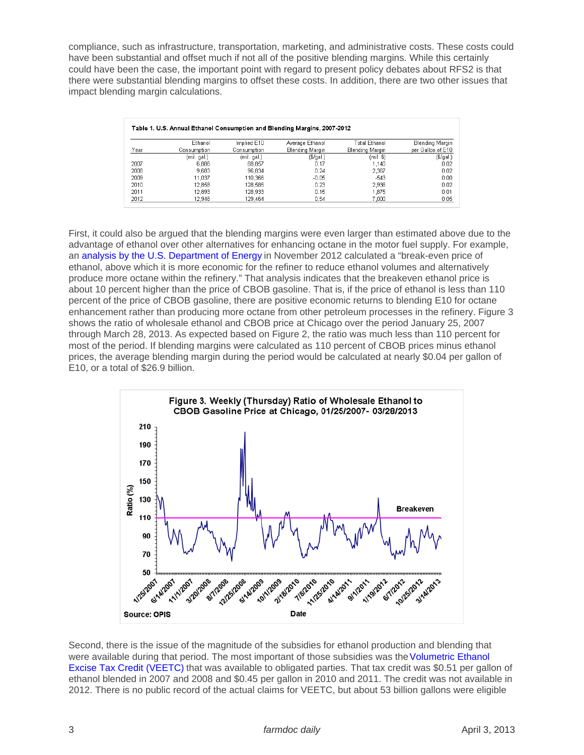compliance, such as infrastructure, transportation, marketing, and administrative costs. These costs could have been substantial and offset much if not all of the positive blending margins. While this certainly could have been the case, the important point with regard to present policy debates about RFS2 is that there were substantial blending margins to offset these costs. In addition, there are two other issues that impact blending margin calculations.

**Table 1. U.S. Annual Ethanol Consumption and Blending Margins, 2007-2012**

| Year | Ethanol Consumption | Implied E10 Consumption | Average Ethanol Blending Margin | Total Ethanol Blending Margin | Blending Margin per Gallon of E10 |
|---|---|---|---|---|---|
| | (mil. gal.) | (mil. gal.) | ($/gal.) | (mil. $) | ($/gal.) |
| 2007 | 6,886 | 68,857 | 0.17 | 1,140 | 0.02 |
| 2008 | 9,683 | 96,834 | 0.24 | 2,367 | 0.02 |
| 2009 | 11,037 | 110,366 | -0.05 | -543 | 0.00 |
| 2010 | 12,858 | 128,585 | 0.23 | 2,936 | 0.02 |
| 2011 | 12,893 | 128,933 | 0.15 | 1,875 | 0.01 |
| 2012 | 12,946 | 129,464 | 0.54 | 7,000 | 0.05 |

First, it could also be argued that the blending margins were even larger than estimated above due to the advantage of ethanol over other alternatives for enhancing octane in the motor fuel supply. For example, an analysis by the U.S. Department of Energy in November 2012 calculated a "break-even price of ethanol, above which it is more economic for the refiner to reduce ethanol volumes and alternatively produce more octane within the refinery." That analysis indicates that the breakeven ethanol price is about 10 percent higher than the price of CBOB gasoline. That is, if the price of ethanol is less than 110 percent of the price of CBOB gasoline, there are positive economic returns to blending E10 for octane enhancement rather than producing more octane from other petroleum processes in the refinery. Figure 3 shows the ratio of wholesale ethanol and CBOB price at Chicago over the period January 25, 2007 through March 28, 2013. As expected based on Figure 2, the ratio was much less than 110 percent for most of the period. If blending margins were calculated as 110 percent of CBOB prices minus ethanol prices, the average blending margin during the period would be calculated at nearly $0.04 per gallon of E10, or a total of $26.9 billion.

**Figure 3. Weekly (Thursday) Ratio of Wholesale Ethanol to CBOB Gasoline Price at Chicago, 01/25/2007- 03/28/2013**

Source: OPIS

Second, there is the issue of the magnitude of the subsidies for ethanol production and blending that were available during that period. The most important of those subsidies was the Volumetric Ethanol Excise Tax Credit (VEETC) that was available to obligated parties. That tax credit was $0.51 per gallon of ethanol blended in 2007 and 2008 and $0.45 per gallon in 2010 and 2011. The credit was not available in 2012. There is no public record of the actual claims for VEETC, but about 53 billion gallons were eligible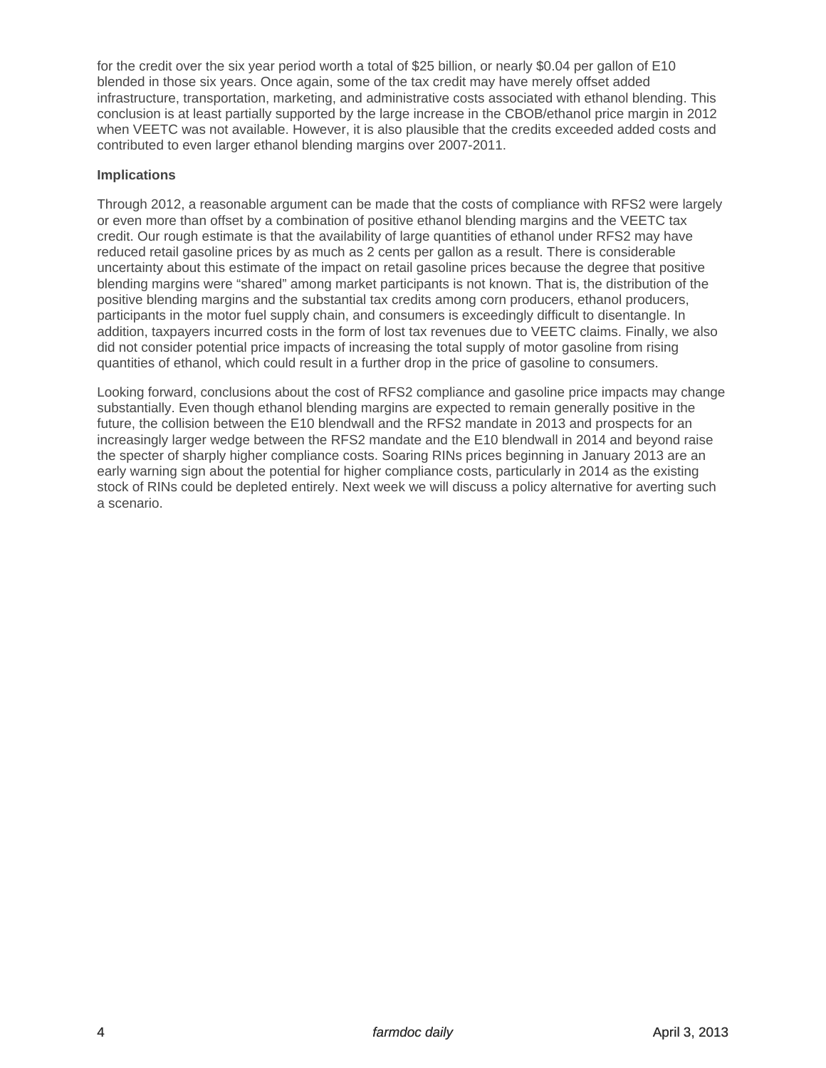for the credit over the six year period worth a total of $25 billion, or nearly $0.04 per gallon of E10 blended in those six years. Once again, some of the tax credit may have merely offset added infrastructure, transportation, marketing, and administrative costs associated with ethanol blending. This conclusion is at least partially supported by the large increase in the CBOB/ethanol price margin in 2012 when VEETC was not available. However, it is also plausible that the credits exceeded added costs and contributed to even larger ethanol blending margins over 2007-2011.

**Implications**

Through 2012, a reasonable argument can be made that the costs of compliance with RFS2 were largely or even more than offset by a combination of positive ethanol blending margins and the VEETC tax credit. Our rough estimate is that the availability of large quantities of ethanol under RFS2 may have reduced retail gasoline prices by as much as 2 cents per gallon as a result. There is considerable uncertainty about this estimate of the impact on retail gasoline prices because the degree that positive blending margins were "shared" among market participants is not known. That is, the distribution of the positive blending margins and the substantial tax credits among corn producers, ethanol producers, participants in the motor fuel supply chain, and consumers is exceedingly difficult to disentangle. In addition, taxpayers incurred costs in the form of lost tax revenues due to VEETC claims. Finally, we also did not consider potential price impacts of increasing the total supply of motor gasoline from rising quantities of ethanol, which could result in a further drop in the price of gasoline to consumers.

Looking forward, conclusions about the cost of RFS2 compliance and gasoline price impacts may change substantially. Even though ethanol blending margins are expected to remain generally positive in the future, the collision between the E10 blendwall and the RFS2 mandate in 2013 and prospects for an increasingly larger wedge between the RFS2 mandate and the E10 blendwall in 2014 and beyond raise the specter of sharply higher compliance costs. Soaring RINs prices beginning in January 2013 are an early warning sign about the potential for higher compliance costs, particularly in 2014 as the existing stock of RINs could be depleted entirely. Next week we will discuss a policy alternative for averting such a scenario.